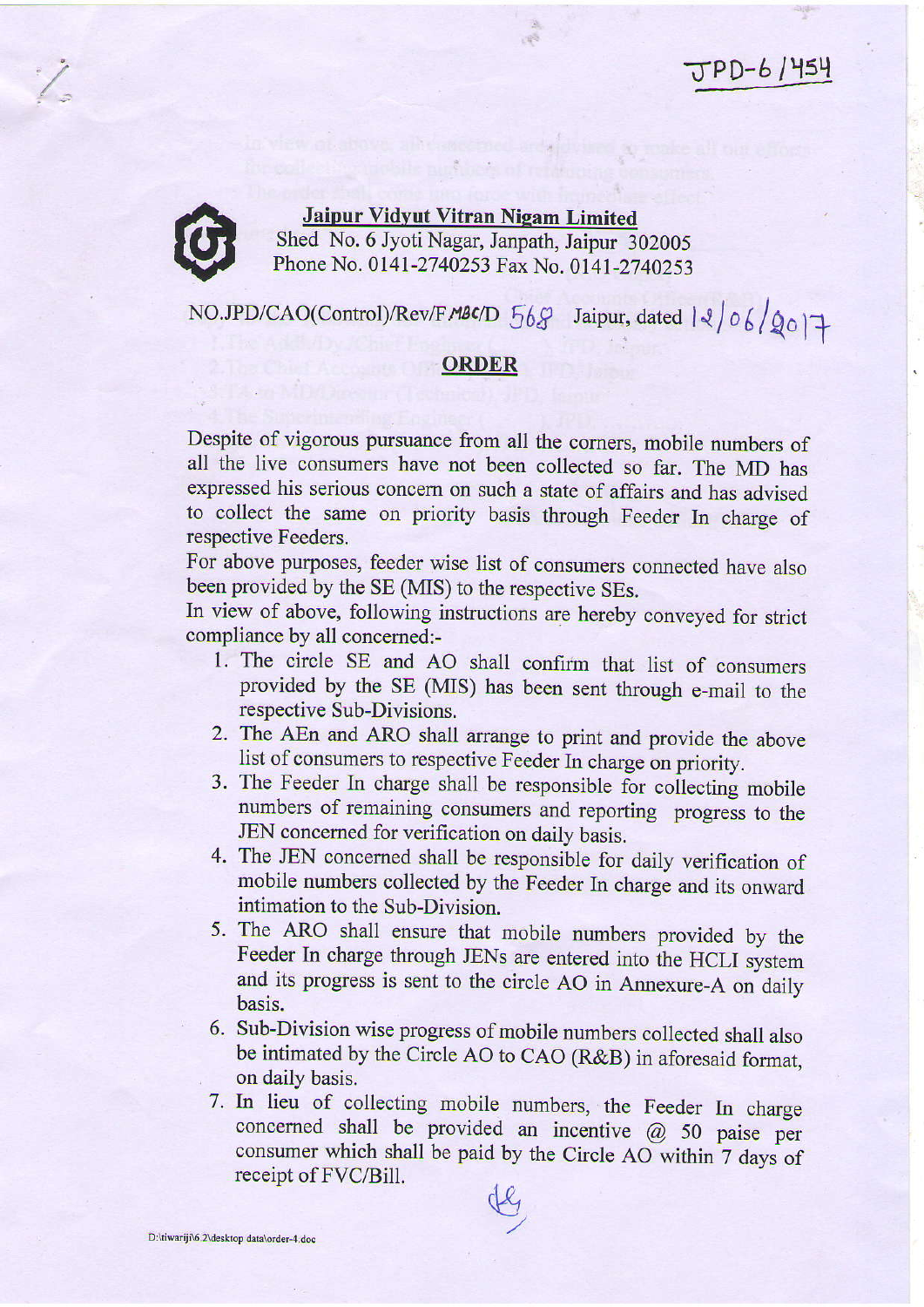JPD-6/454

**Jaipur Vidyut Vitran Nigam Limited**
Shed No. 6 Jyoti Nagar, Janpath, Jaipur 302005
Phone No. 0141-2740253 Fax No. 0141-2740253

NO.JPD/CAO(Control)/Rev/F.MBC/D 568 Jaipur, dated 12/06/2017

## ORDER

Despite of vigorous pursuance from all the corners, mobile numbers of all the live consumers have not been collected so far. The MD has expressed his serious concern on such a state of affairs and has advised to collect the same on priority basis through Feeder In charge of respective Feeders.

For above purposes, feeder wise list of consumers connected have also been provided by the SE (MIS) to the respective SEs.

In view of above, following instructions are hereby conveyed for strict compliance by all concerned:-

1. The circle SE and AO shall confirm that list of consumers provided by the SE (MIS) has been sent through e-mail to the respective Sub-Divisions.
2. The AEn and ARO shall arrange to print and provide the above list of consumers to respective Feeder In charge on priority.
3. The Feeder In charge shall be responsible for collecting mobile numbers of remaining consumers and reporting progress to the JEN concerned for verification on daily basis.
4. The JEN concerned shall be responsible for daily verification of mobile numbers collected by the Feeder In charge and its onward intimation to the Sub-Division.
5. The ARO shall ensure that mobile numbers provided by the Feeder In charge through JENs are entered into the HCLI system and its progress is sent to the circle AO in Annexure-A on daily basis.
6. Sub-Division wise progress of mobile numbers collected shall also be intimated by the Circle AO to CAO (R&B) in aforesaid format, on daily basis.
7. In lieu of collecting mobile numbers, the Feeder In charge concerned shall be provided an incentive @ 50 paise per consumer which shall be paid by the Circle AO within 7 days of receipt of FVC/Bill.

D:\tiwariji\6.2\desktop data\order-4.doc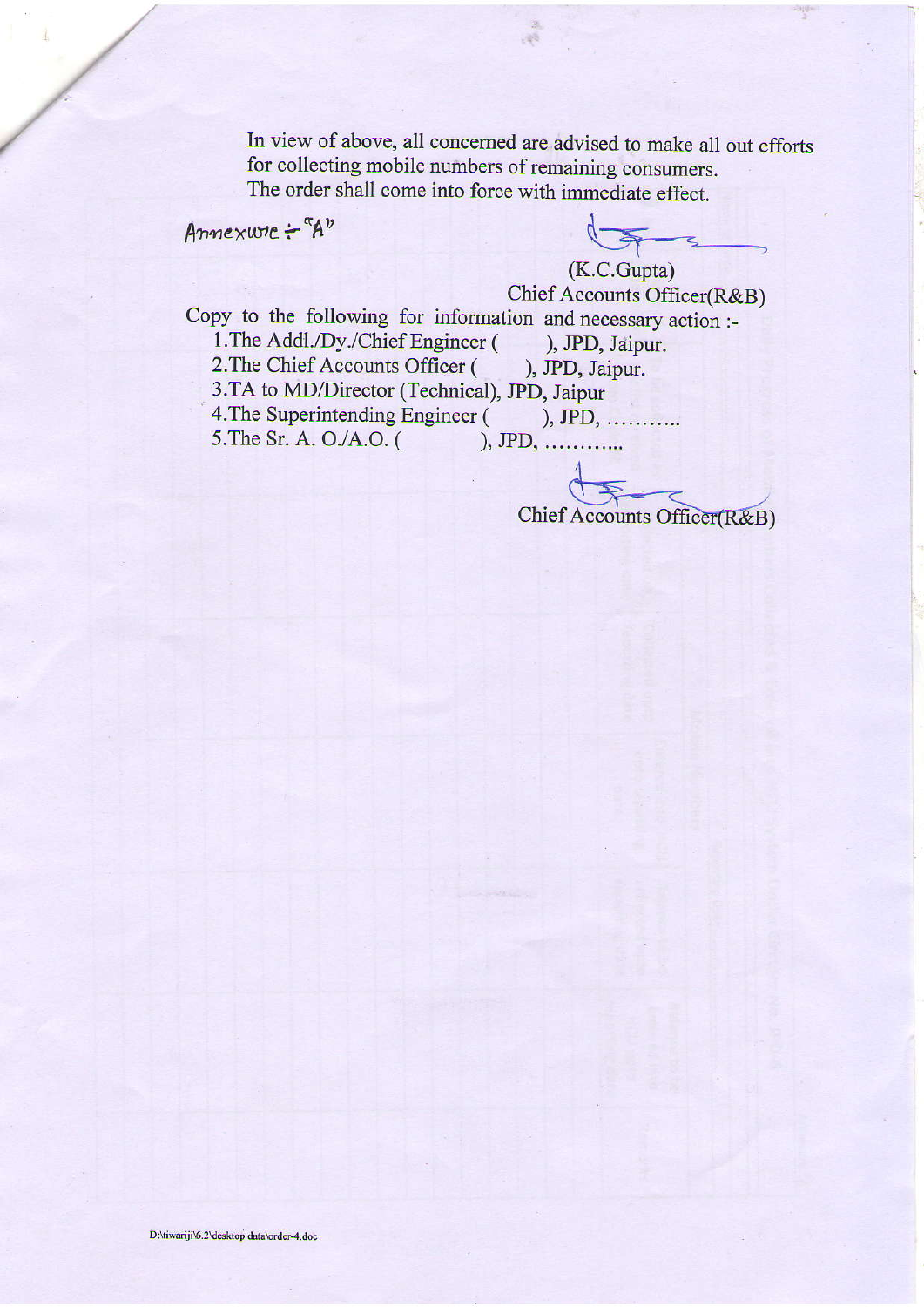In view of above, all concerned are advised to make all out efforts for collecting mobile numbers of remaining consumers.
The order shall come into force with immediate effect.

Annexure :- "A"

(K.C.Gupta)
Chief Accounts Officer(R&B)

Copy to the following for information and necessary action :-

1. The Addl./Dy./Chief Engineer ( ), JPD, Jaipur.
2. The Chief Accounts Officer ( ), JPD, Jaipur.
3. TA to MD/Director (Technical), JPD, Jaipur
4. The Superintending Engineer ( ), JPD, ..........
5. The Sr. A. O./A.O. ( ), JPD, ..........

Chief Accounts Officer(R&B)

D:\tiwariji\6.2\desktop data\order-4.doc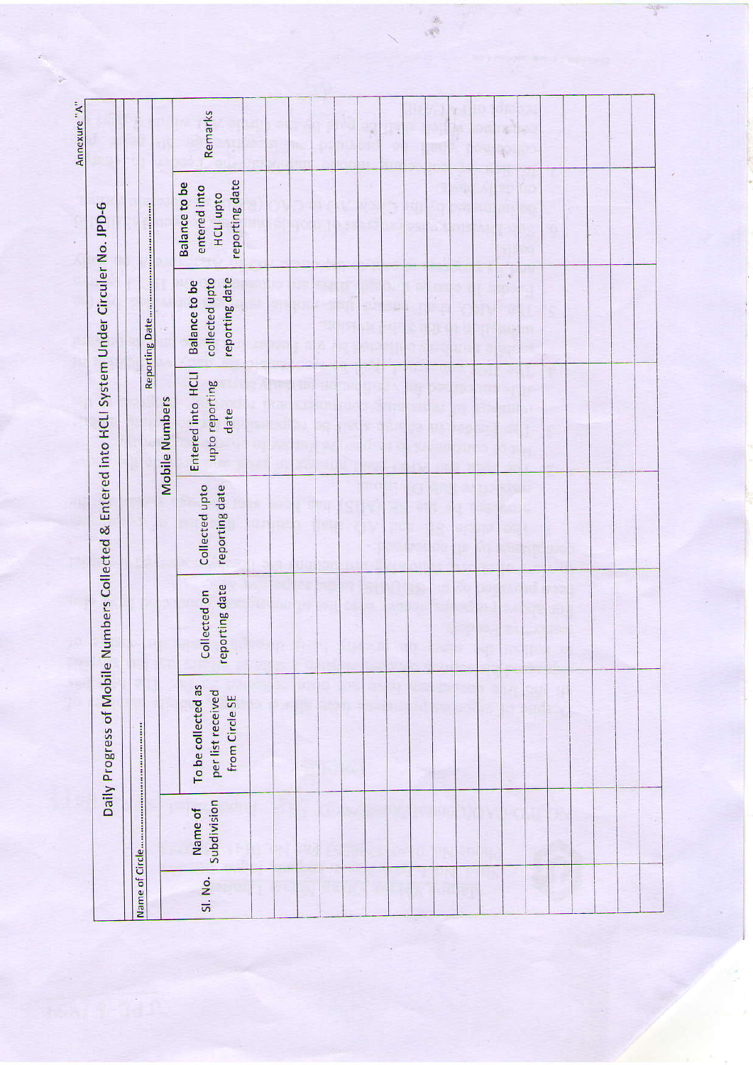Annexure "A"

# Daily Progress of Mobile Numbers Collected & Entered into HCLI System Under Circuler No. JPD-6

Name of Circle.............................................. Reporting Date..............................................

| Sl. No. | Name of Subdivision | Mobile Numbers | | | | | | Remarks |
|---|---|---|---|---|---|---|---|---|
| | | To be collected as per list received from Circle SE | Collected on reporting date | Collected upto reporting date | Entered into HCLI upto reporting date | Balance to be collected upto reporting date | Balance to be entered into HCLI upto reporting date | |
| | | | | | | | | |
| | | | | | | | | |
| | | | | | | | | |
| | | | | | | | | |
| | | | | | | | | |
| | | | | | | | | |
| | | | | | | | | |
| | | | | | | | | |
| | | | | | | | | |
| | | | | | | | | |
| | | | | | | | | |
| | | | | | | | | |
| | | | | | | | | |
| | | | | | | | | |
| | | | | | | | | |
| | | | | | | | | |
| | | | | | | | | |